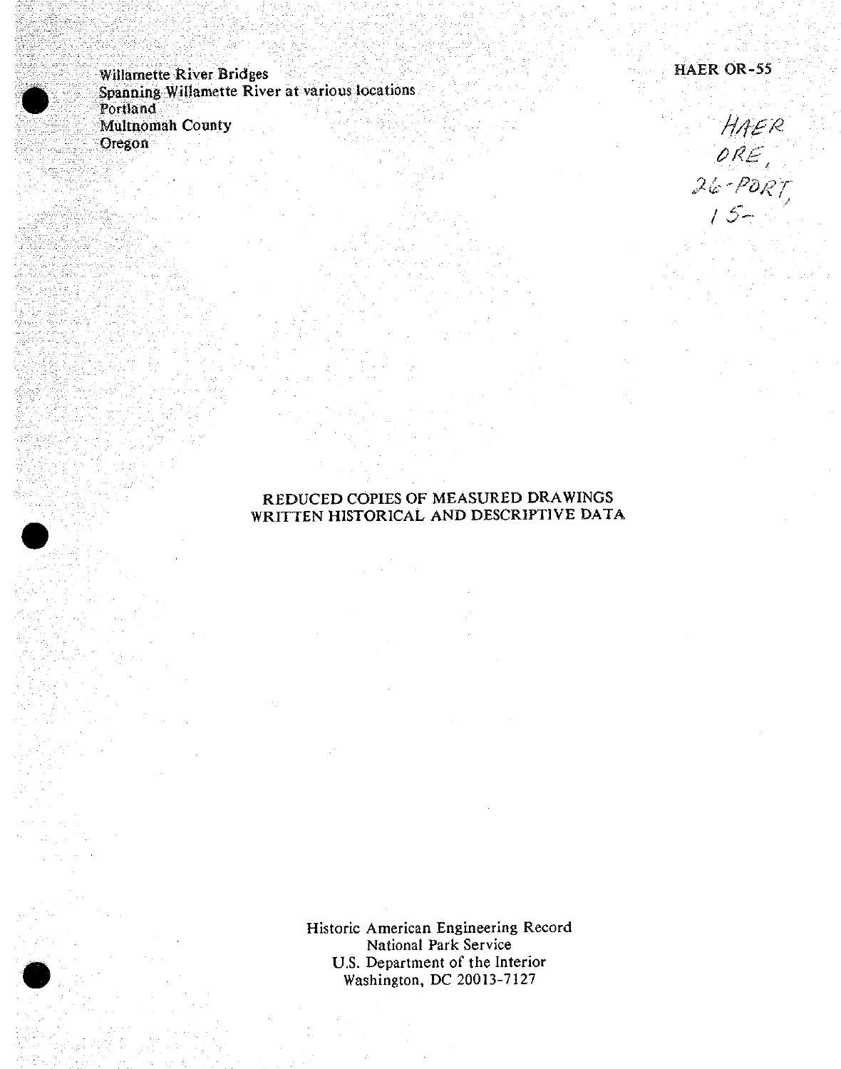Willamette River Bridges
Spanning Willamette River at various locations
Portland
Multnomah County
Oregon

HAER OR-55

HAER
ORE,
26-PORT,
15-

REDUCED COPIES OF MEASURED DRAWINGS
WRITTEN HISTORICAL AND DESCRIPTIVE DATA

Historic American Engineering Record
National Park Service
U.S. Department of the Interior
Washington, DC 20013-7127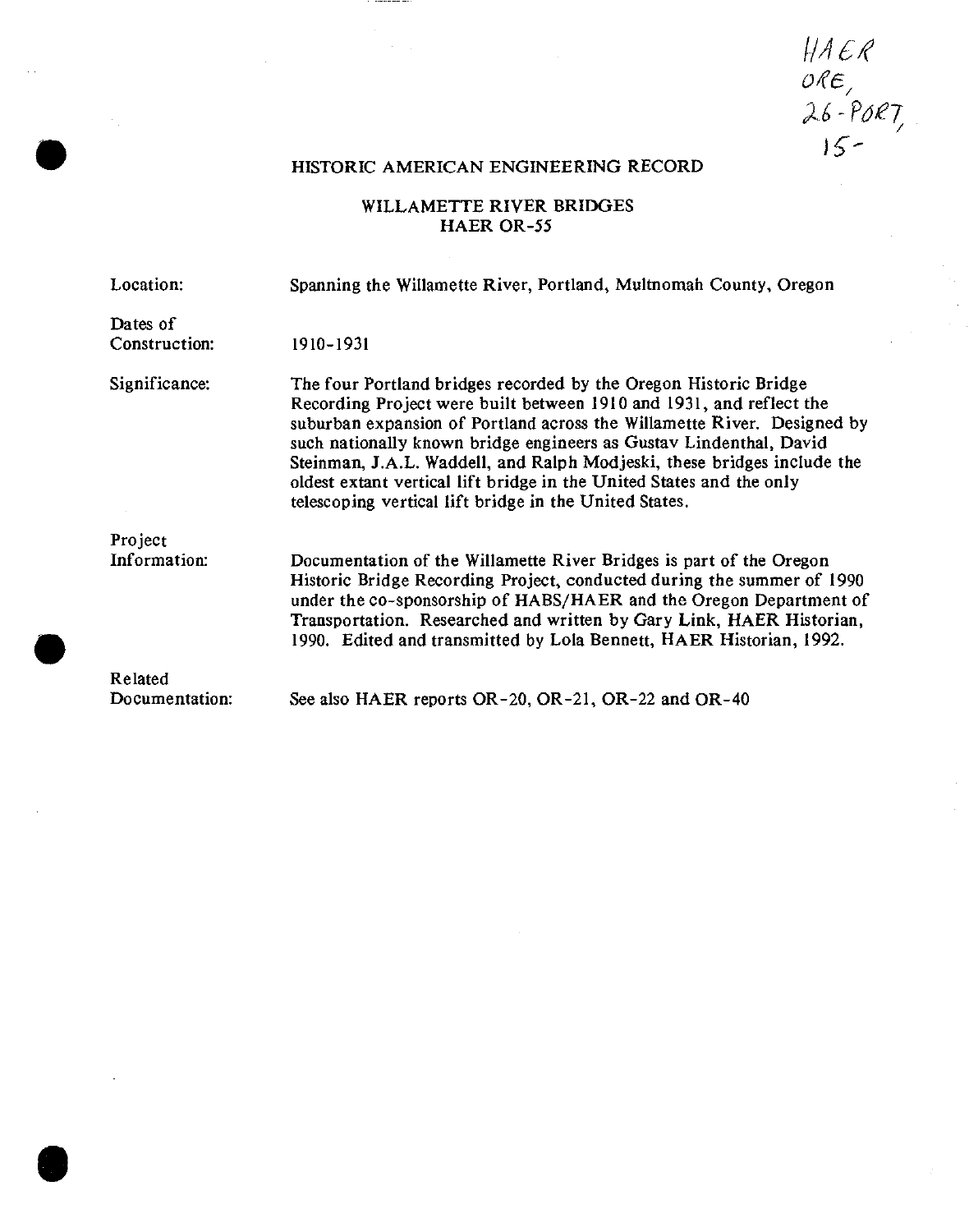HAER
ORE,
26-PORT,
15-

# HISTORIC AMERICAN ENGINEERING RECORD

## WILLAMETTE RIVER BRIDGES
## HAER OR-55

| | |
|---|---|
| Location: | Spanning the Willamette River, Portland, Multnomah County, Oregon |
| Dates of Construction: | 1910-1931 |
| Significance: | The four Portland bridges recorded by the Oregon Historic Bridge Recording Project were built between 1910 and 1931, and reflect the suburban expansion of Portland across the Willamette River. Designed by such nationally known bridge engineers as Gustav Lindenthal, David Steinman, J.A.L. Waddell, and Ralph Modjeski, these bridges include the oldest extant vertical lift bridge in the United States and the only telescoping vertical lift bridge in the United States. |
| Project Information: | Documentation of the Willamette River Bridges is part of the Oregon Historic Bridge Recording Project, conducted during the summer of 1990 under the co-sponsorship of HABS/HAER and the Oregon Department of Transportation. Researched and written by Gary Link, HAER Historian, 1990. Edited and transmitted by Lola Bennett, HAER Historian, 1992. |
| Related Documentation: | See also HAER reports OR-20, OR-21, OR-22 and OR-40 |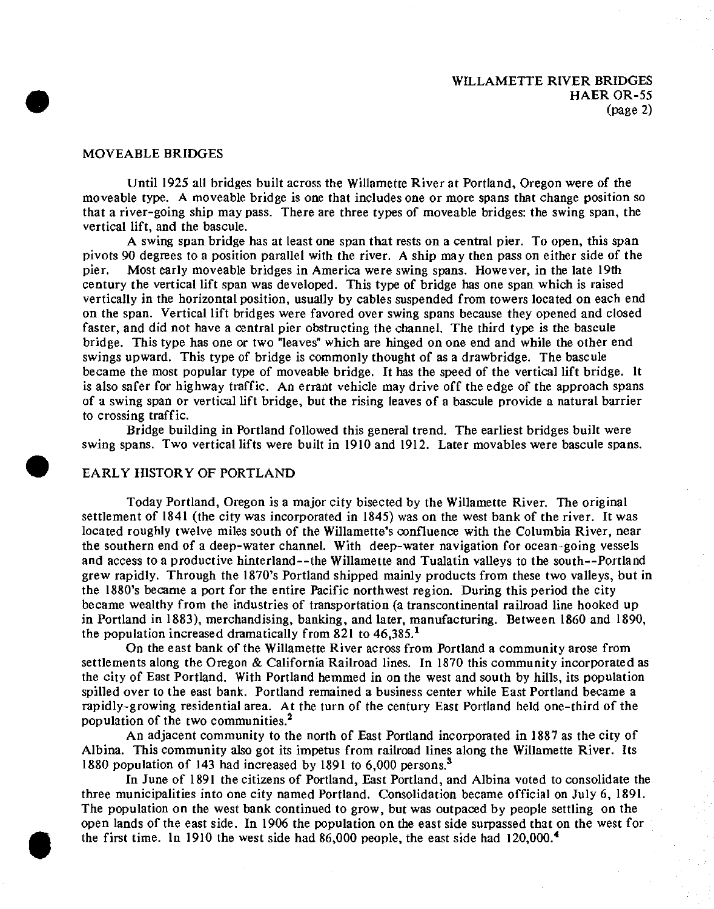## MOVEABLE BRIDGES

Until 1925 all bridges built across the Willamette River at Portland, Oregon were of the moveable type. A moveable bridge is one that includes one or more spans that change position so that a river-going ship may pass. There are three types of moveable bridges: the swing span, the vertical lift, and the bascule.

A swing span bridge has at least one span that rests on a central pier. To open, this span pivots 90 degrees to a position parallel with the river. A ship may then pass on either side of the pier. Most early moveable bridges in America were swing spans. However, in the late 19th century the vertical lift span was developed. This type of bridge has one span which is raised vertically in the horizontal position, usually by cables suspended from towers located on each end on the span. Vertical lift bridges were favored over swing spans because they opened and closed faster, and did not have a central pier obstructing the channel. The third type is the bascule bridge. This type has one or two "leaves" which are hinged on one end and while the other end swings upward. This type of bridge is commonly thought of as a drawbridge. The bascule became the most popular type of moveable bridge. It has the speed of the vertical lift bridge. It is also safer for highway traffic. An errant vehicle may drive off the edge of the approach spans of a swing span or vertical lift bridge, but the rising leaves of a bascule provide a natural barrier to crossing traffic.

Bridge building in Portland followed this general trend. The earliest bridges built were swing spans. Two vertical lifts were built in 1910 and 1912. Later movables were bascule spans.

## EARLY HISTORY OF PORTLAND

Today Portland, Oregon is a major city bisected by the Willamette River. The original settlement of 1841 (the city was incorporated in 1845) was on the west bank of the river. It was located roughly twelve miles south of the Willamette's confluence with the Columbia River, near the southern end of a deep-water channel. With deep-water navigation for ocean-going vessels and access to a productive hinterland--the Willamette and Tualatin valleys to the south--Portland grew rapidly. Through the 1870's Portland shipped mainly products from these two valleys, but in the 1880's became a port for the entire Pacific northwest region. During this period the city became wealthy from the industries of transportation (a transcontinental railroad line hooked up in Portland in 1883), merchandising, banking, and later, manufacturing. Between 1860 and 1890, the population increased dramatically from 821 to 46,385.[1]

On the east bank of the Willamette River across from Portland a community arose from settlements along the Oregon & California Railroad lines. In 1870 this community incorporated as the city of East Portland. With Portland hemmed in on the west and south by hills, its population spilled over to the east bank. Portland remained a business center while East Portland became a rapidly-growing residential area. At the turn of the century East Portland held one-third of the population of the two communities.[2]

An adjacent community to the north of East Portland incorporated in 1887 as the city of Albina. This community also got its impetus from railroad lines along the Willamette River. Its 1880 population of 143 had increased by 1891 to 6,000 persons.[3]

In June of 1891 the citizens of Portland, East Portland, and Albina voted to consolidate the three municipalities into one city named Portland. Consolidation became official on July 6, 1891. The population on the west bank continued to grow, but was outpaced by people settling on the open lands of the east side. In 1906 the population on the east side surpassed that on the west for the first time. In 1910 the west side had 86,000 people, the east side had 120,000.[4]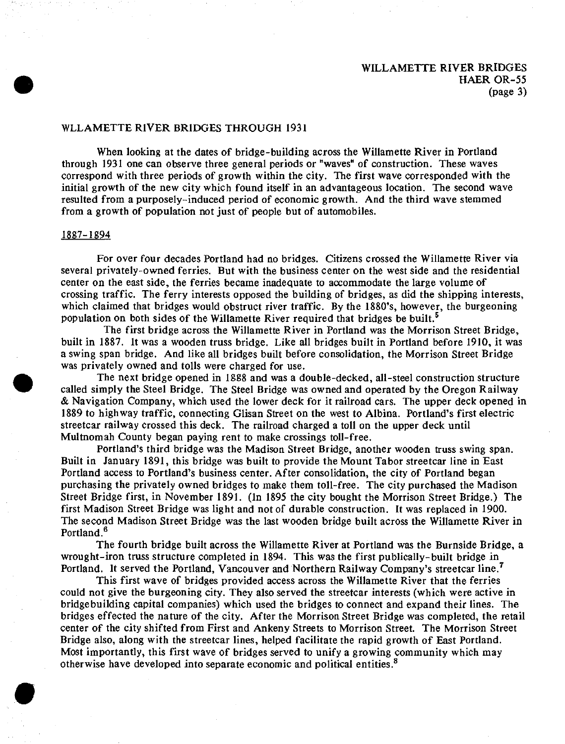## WLLAMETTE RIVER BRIDGES THROUGH 1931

When looking at the dates of bridge-building across the Willamette River in Portland through 1931 one can observe three general periods or "waves" of construction. These waves correspond with three periods of growth within the city. The first wave corresponded with the initial growth of the new city which found itself in an advantageous location. The second wave resulted from a purposely-induced period of economic growth. And the third wave stemmed from a growth of population not just of people but of automobiles.

### 1887-1894

For over four decades Portland had no bridges. Citizens crossed the Willamette River via several privately-owned ferries. But with the business center on the west side and the residential center on the east side, the ferries became inadequate to accommodate the large volume of crossing traffic. The ferry interests opposed the building of bridges, as did the shipping interests, which claimed that bridges would obstruct river traffic. By the 1880's, however, the burgeoning population on both sides of the Willamette River required that bridges be built.[5]

The first bridge across the Willamette River in Portland was the Morrison Street Bridge, built in 1887. It was a wooden truss bridge. Like all bridges built in Portland before 1910, it was a swing span bridge. And like all bridges built before consolidation, the Morrison Street Bridge was privately owned and tolls were charged for use.

The next bridge opened in 1888 and was a double-decked, all-steel construction structure called simply the Steel Bridge. The Steel Bridge was owned and operated by the Oregon Railway & Navigation Company, which used the lower deck for it railroad cars. The upper deck opened in 1889 to highway traffic, connecting Glisan Street on the west to Albina. Portland's first electric streetcar railway crossed this deck. The railroad charged a toll on the upper deck until Multnomah County began paying rent to make crossings toll-free.

Portland's third bridge was the Madison Street Bridge, another wooden truss swing span. Built in January 1891, this bridge was built to provide the Mount Tabor streetcar line in East Portland access to Portland's business center. After consolidation, the city of Portland began purchasing the privately owned bridges to make them toll-free. The city purchased the Madison Street Bridge first, in November 1891. (In 1895 the city bought the Morrison Street Bridge.) The first Madison Street Bridge was light and not of durable construction. It was replaced in 1900. The second Madison Street Bridge was the last wooden bridge built across the Willamette River in Portland.[6]

The fourth bridge built across the Willamette River at Portland was the Burnside Bridge, a wrought-iron truss structure completed in 1894. This was the first publically-built bridge in Portland. It served the Portland, Vancouver and Northern Railway Company's streetcar line.[7]

This first wave of bridges provided access across the Willamette River that the ferries could not give the burgeoning city. They also served the streetcar interests (which were active in bridgebuilding capital companies) which used the bridges to connect and expand their lines. The bridges effected the nature of the city. After the Morrison Street Bridge was completed, the retail center of the city shifted from First and Ankeny Streets to Morrison Street. The Morrison Street Bridge also, along with the streetcar lines, helped facilitate the rapid growth of East Portland. Most importantly, this first wave of bridges served to unify a growing community which may otherwise have developed into separate economic and political entities.[8]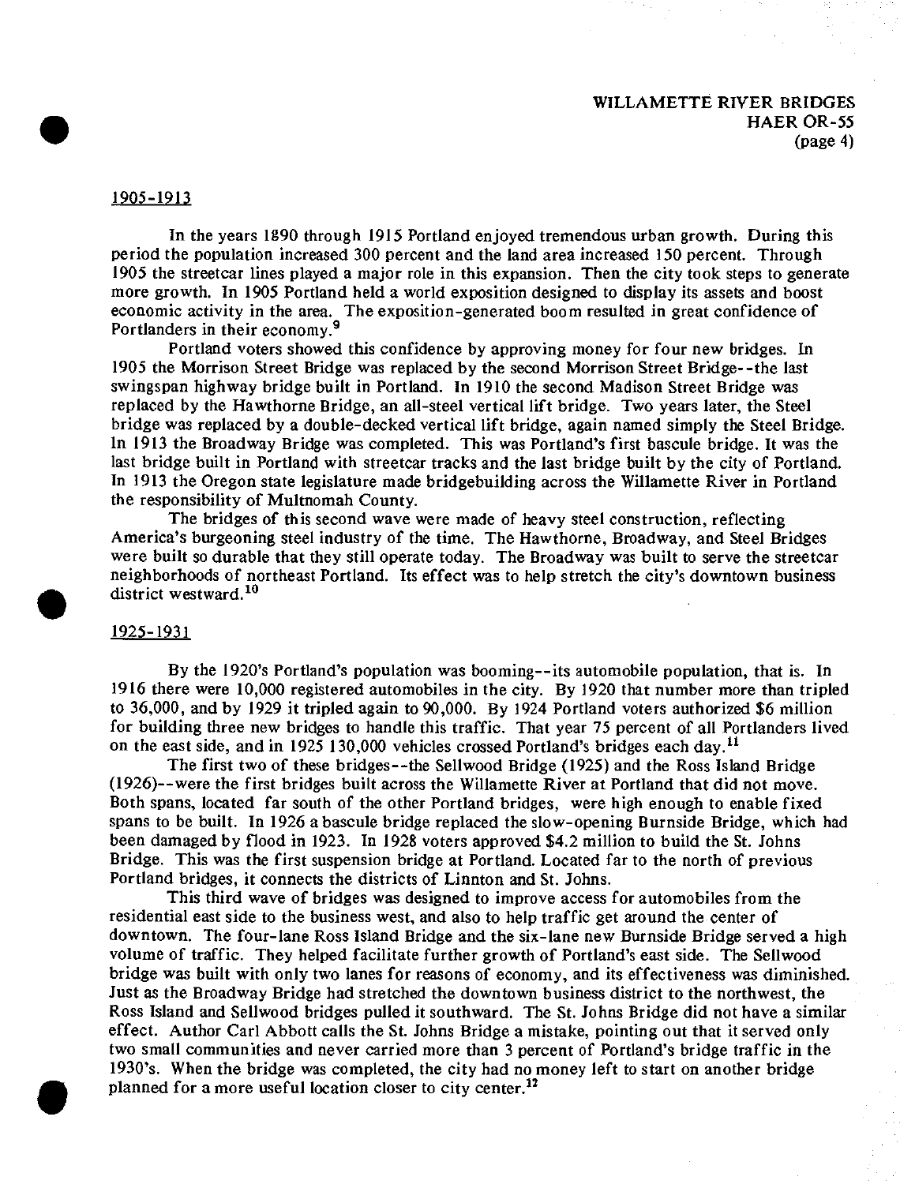## 1905-1913

In the years 1890 through 1915 Portland enjoyed tremendous urban growth. During this period the population increased 300 percent and the land area increased 150 percent. Through 1905 the streetcar lines played a major role in this expansion. Then the city took steps to generate more growth. In 1905 Portland held a world exposition designed to display its assets and boost economic activity in the area. The exposition-generated boom resulted in great confidence of Portlanders in their economy.[9]

Portland voters showed this confidence by approving money for four new bridges. In 1905 the Morrison Street Bridge was replaced by the second Morrison Street Bridge--the last swingspan highway bridge built in Portland. In 1910 the second Madison Street Bridge was replaced by the Hawthorne Bridge, an all-steel vertical lift bridge. Two years later, the Steel bridge was replaced by a double-decked vertical lift bridge, again named simply the Steel Bridge. In 1913 the Broadway Bridge was completed. This was Portland's first bascule bridge. It was the last bridge built in Portland with streetcar tracks and the last bridge built by the city of Portland. In 1913 the Oregon state legislature made bridgebuilding across the Willamette River in Portland the responsibility of Multnomah County.

The bridges of this second wave were made of heavy steel construction, reflecting America's burgeoning steel industry of the time. The Hawthorne, Broadway, and Steel Bridges were built so durable that they still operate today. The Broadway was built to serve the streetcar neighborhoods of northeast Portland. Its effect was to help stretch the city's downtown business district westward.[10]

## 1925-1931

By the 1920's Portland's population was booming--its automobile population, that is. In 1916 there were 10,000 registered automobiles in the city. By 1920 that number more than tripled to 36,000, and by 1929 it tripled again to 90,000. By 1924 Portland voters authorized $6 million for building three new bridges to handle this traffic. That year 75 percent of all Portlanders lived on the east side, and in 1925 130,000 vehicles crossed Portland's bridges each day.[11]

The first two of these bridges--the Sellwood Bridge (1925) and the Ross Island Bridge (1926)--were the first bridges built across the Willamette River at Portland that did not move. Both spans, located far south of the other Portland bridges, were high enough to enable fixed spans to be built. In 1926 a bascule bridge replaced the slow-opening Burnside Bridge, which had been damaged by flood in 1923. In 1928 voters approved $4.2 million to build the St. Johns Bridge. This was the first suspension bridge at Portland. Located far to the north of previous Portland bridges, it connects the districts of Linnton and St. Johns.

This third wave of bridges was designed to improve access for automobiles from the residential east side to the business west, and also to help traffic get around the center of downtown. The four-lane Ross Island Bridge and the six-lane new Burnside Bridge served a high volume of traffic. They helped facilitate further growth of Portland's east side. The Sellwood bridge was built with only two lanes for reasons of economy, and its effectiveness was diminished. Just as the Broadway Bridge had stretched the downtown business district to the northwest, the Ross Island and Sellwood bridges pulled it southward. The St. Johns Bridge did not have a similar effect. Author Carl Abbott calls the St. Johns Bridge a mistake, pointing out that it served only two small communities and never carried more than 3 percent of Portland's bridge traffic in the 1930's. When the bridge was completed, the city had no money left to start on another bridge planned for a more useful location closer to city center.[12]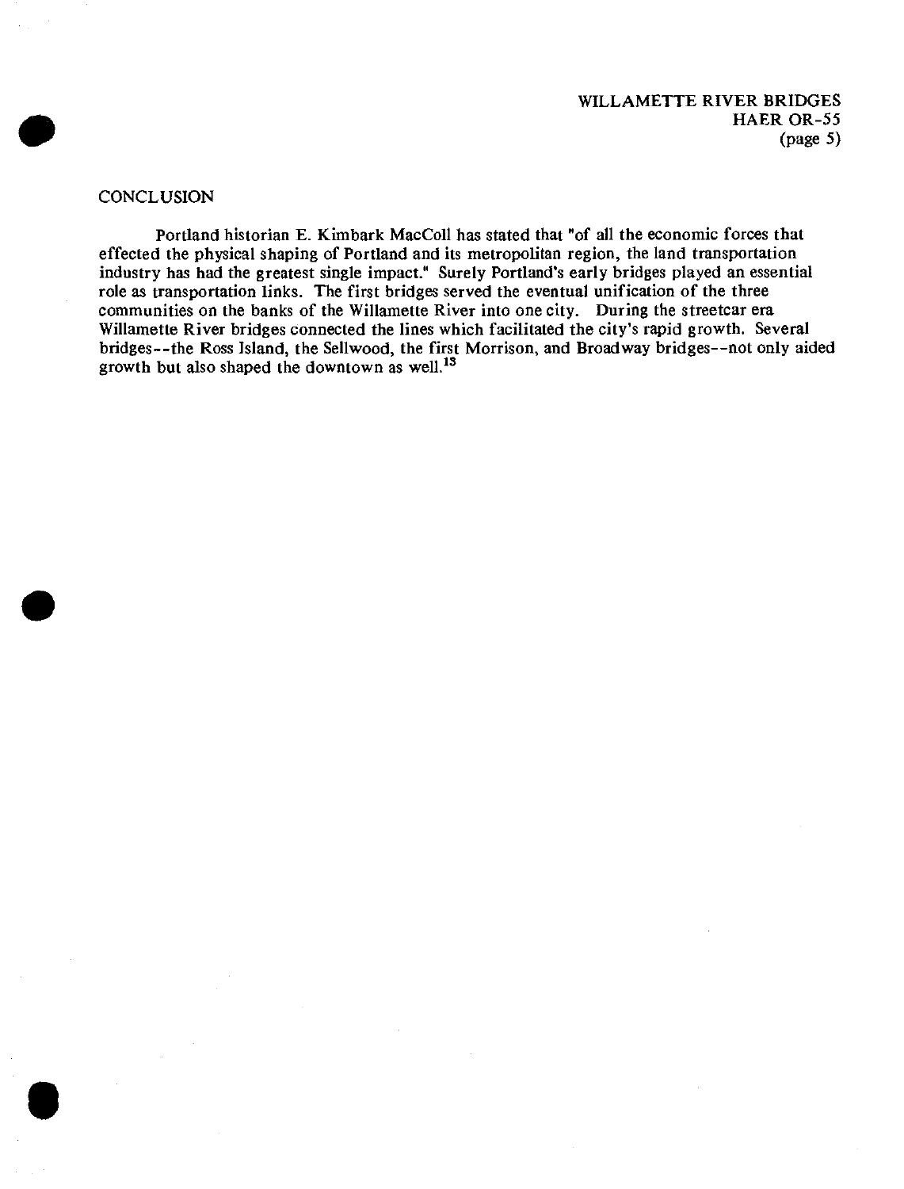## CONCLUSION

Portland historian E. Kimbark MacColl has stated that "of all the economic forces that effected the physical shaping of Portland and its metropolitan region, the land transportation industry has had the greatest single impact." Surely Portland's early bridges played an essential role as transportation links. The first bridges served the eventual unification of the three communities on the banks of the Willamette River into one city. During the streetcar era Willamette River bridges connected the lines which facilitated the city's rapid growth. Several bridges--the Ross Island, the Sellwood, the first Morrison, and Broadway bridges--not only aided growth but also shaped the downtown as well.[13]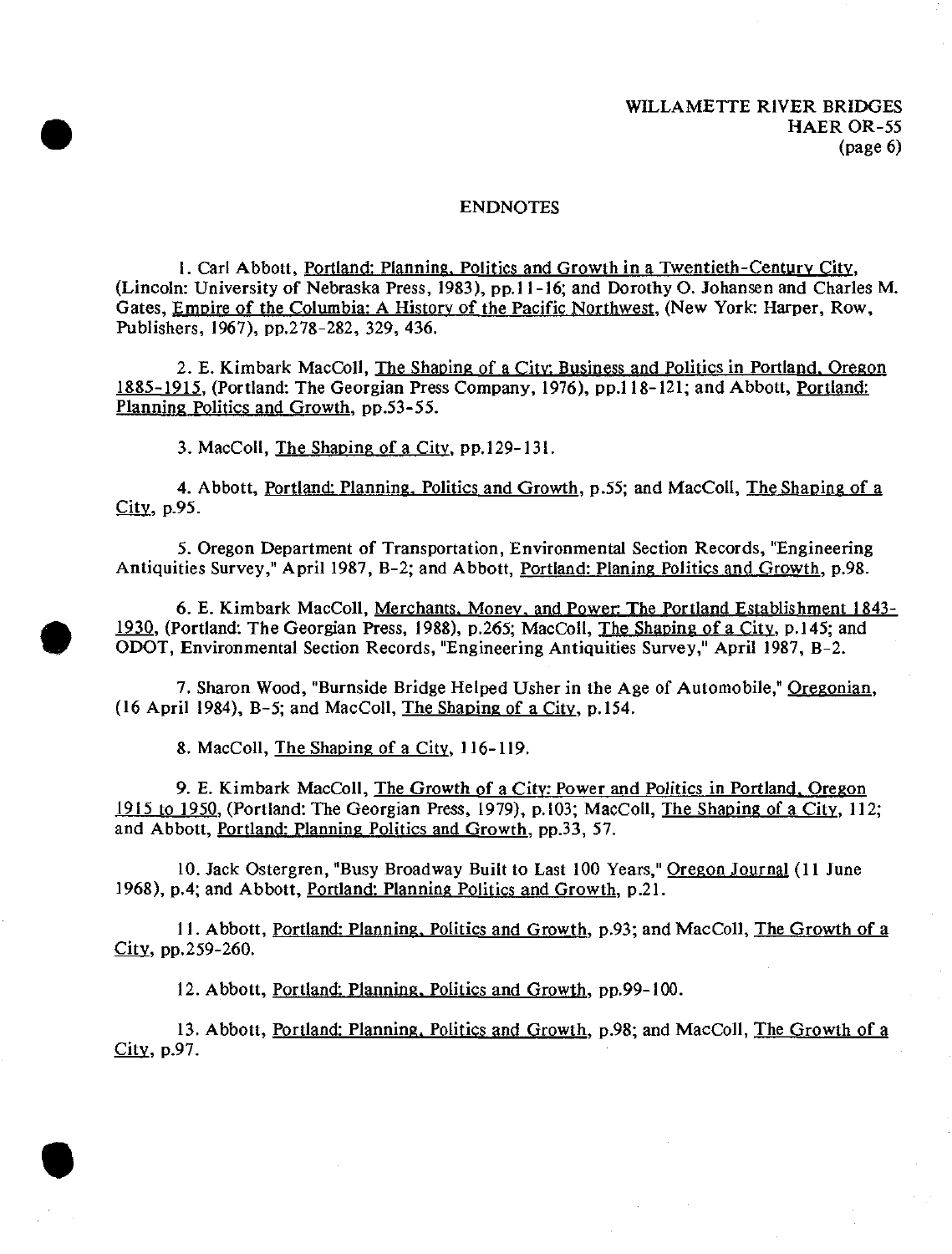## ENDNOTES

1. Carl Abbott, Portland: Planning, Politics and Growth in a Twentieth-Century City, (Lincoln: University of Nebraska Press, 1983), pp.11-16; and Dorothy O. Johansen and Charles M. Gates, Empire of the Columbia: A History of the Pacific Northwest, (New York: Harper, Row, Publishers, 1967), pp.278-282, 329, 436.

2. E. Kimbark MacColl, The Shaping of a City: Business and Politics in Portland, Oregon 1885-1915, (Portland: The Georgian Press Company, 1976), pp.118-121; and Abbott, Portland: Planning Politics and Growth, pp.53-55.

3. MacColl, The Shaping of a City, pp.129-131.

4. Abbott, Portland: Planning, Politics and Growth, p.55; and MacColl, The Shaping of a City, p.95.

5. Oregon Department of Transportation, Environmental Section Records, "Engineering Antiquities Survey," April 1987, B-2; and Abbott, Portland: Planing Politics and Growth, p.98.

6. E. Kimbark MacColl, Merchants, Money, and Power: The Portland Establishment 1843-1930, (Portland: The Georgian Press, 1988), p.265; MacColl, The Shaping of a City, p.145; and ODOT, Environmental Section Records, "Engineering Antiquities Survey," April 1987, B-2.

7. Sharon Wood, "Burnside Bridge Helped Usher in the Age of Automobile," Oregonian, (16 April 1984), B-5; and MacColl, The Shaping of a City, p.154.

8. MacColl, The Shaping of a City, 116-119.

9. E. Kimbark MacColl, The Growth of a City: Power and Politics in Portland, Oregon 1915 to 1950, (Portland: The Georgian Press, 1979), p.103; MacColl, The Shaping of a City, 112; and Abbott, Portland: Planning Politics and Growth, pp.33, 57.

10. Jack Ostergren, "Busy Broadway Built to Last 100 Years," Oregon Journal (11 June 1968), p.4; and Abbott, Portland: Planning Politics and Growth, p.21.

11. Abbott, Portland: Planning, Politics and Growth, p.93; and MacColl, The Growth of a City, pp.259-260.

12. Abbott, Portland: Planning, Politics and Growth, pp.99-100.

13. Abbott, Portland: Planning, Politics and Growth, p.98; and MacColl, The Growth of a City, p.97.